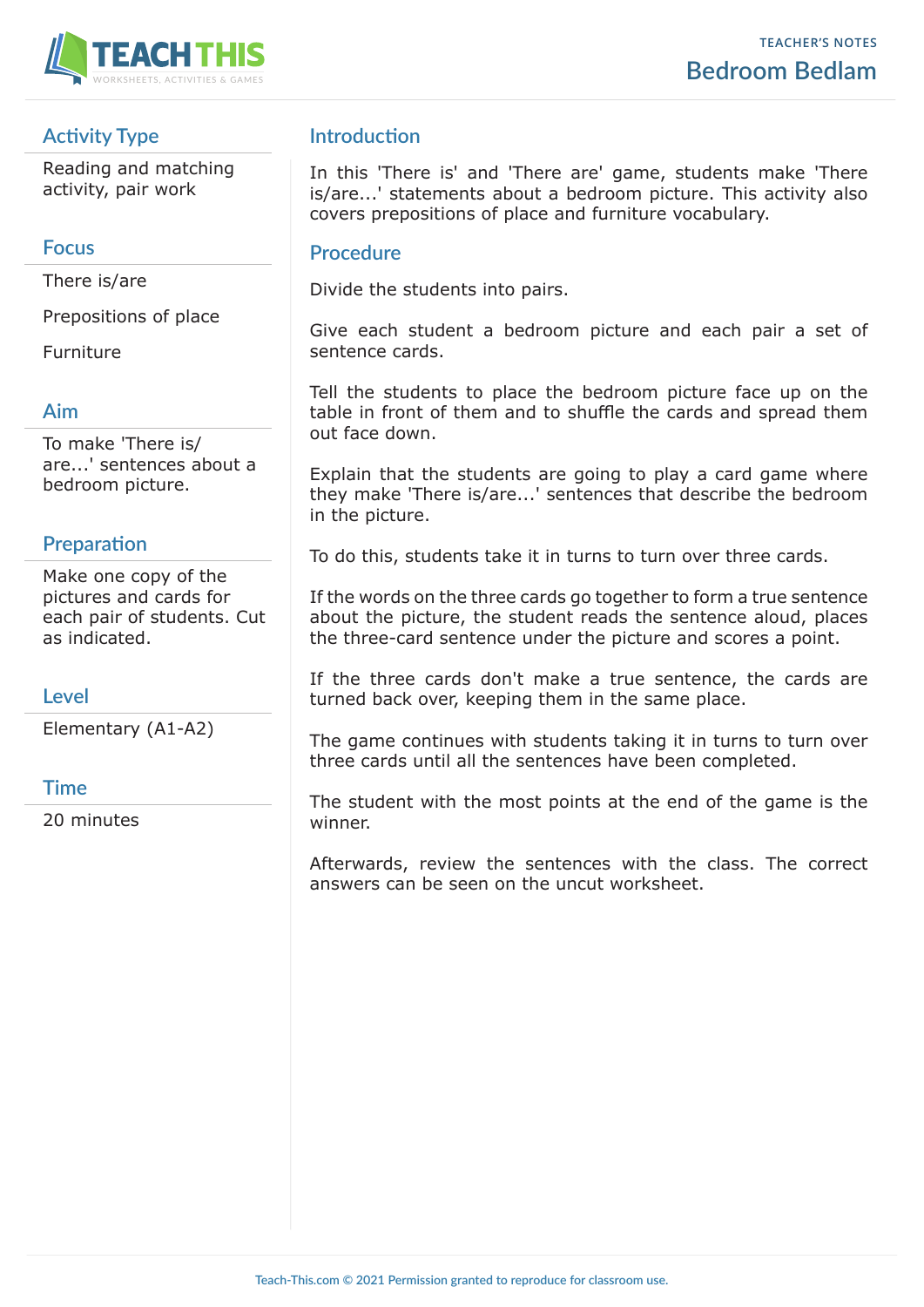TEACHER'S NOTES

# Bedroom Bedlam

## Activity Type

Reading and matching activity, pair work

## Focus

There is/are

Prepositions of place

Furniture

## Aim

To make 'There is/are...' sentences about a bedroom picture.

## Preparation

Make one copy of the pictures and cards for each pair of students. Cut as indicated.

## Level

Elementary (A1-A2)

## Time

20 minutes

## Introduction

In this 'There is' and 'There are' game, students make 'There is/are...' statements about a bedroom picture. This activity also covers prepositions of place and furniture vocabulary.

## Procedure

Divide the students into pairs.

Give each student a bedroom picture and each pair a set of sentence cards.

Tell the students to place the bedroom picture face up on the table in front of them and to shuffle the cards and spread them out face down.

Explain that the students are going to play a card game where they make 'There is/are...' sentences that describe the bedroom in the picture.

To do this, students take it in turns to turn over three cards.

If the words on the three cards go together to form a true sentence about the picture, the student reads the sentence aloud, places the three-card sentence under the picture and scores a point.

If the three cards don't make a true sentence, the cards are turned back over, keeping them in the same place.

The game continues with students taking it in turns to turn over three cards until all the sentences have been completed.

The student with the most points at the end of the game is the winner.

Afterwards, review the sentences with the class. The correct answers can be seen on the uncut worksheet.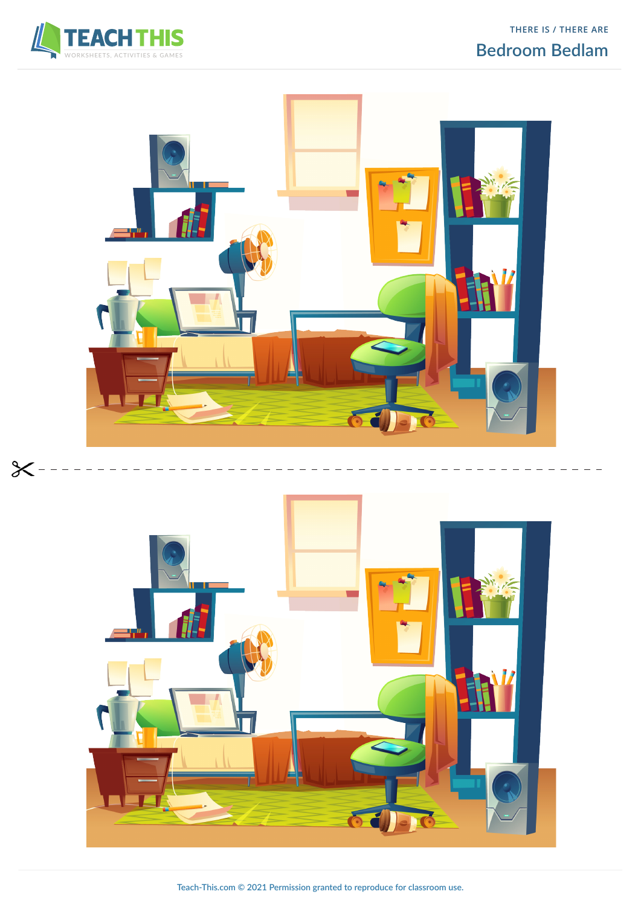THERE IS / THERE ARE

# Bedroom Bedlam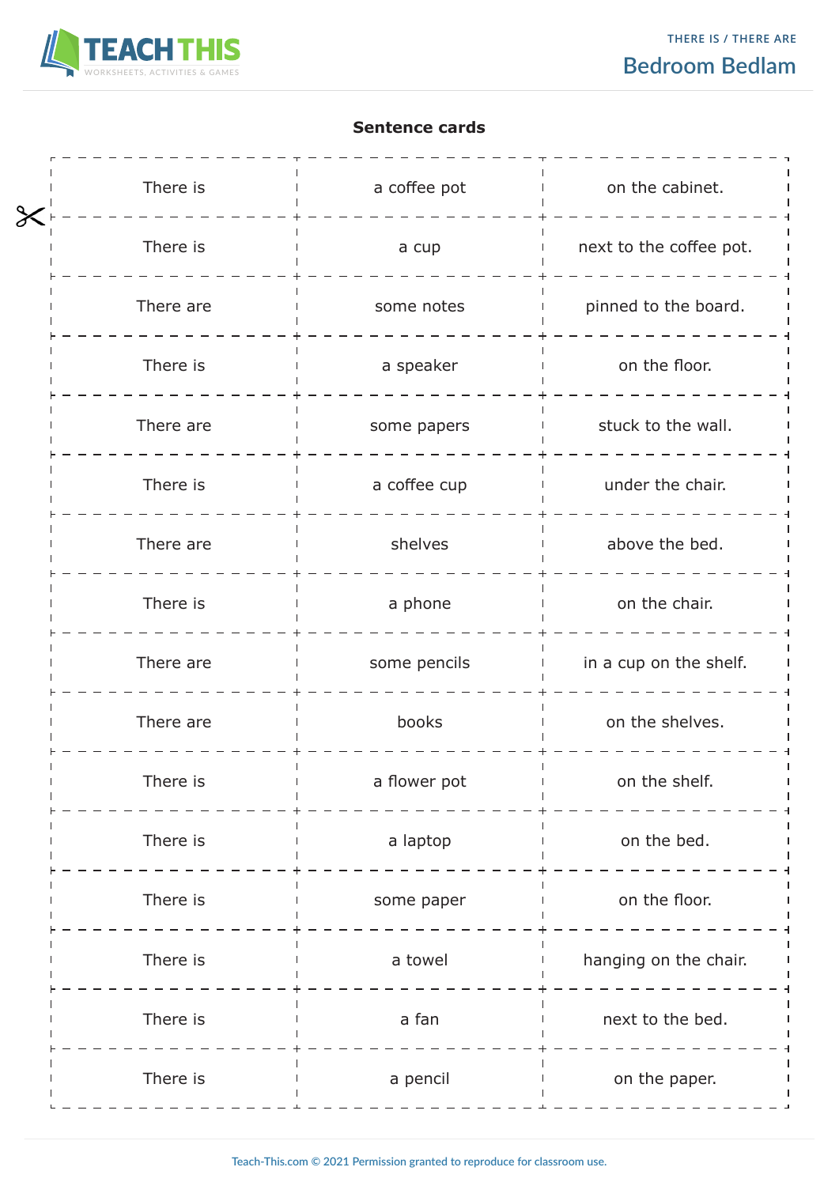## Sentence cards

| | | |
|---|---|---|
| There is | a coffee pot | on the cabinet. |
| There is | a cup | next to the coffee pot. |
| There are | some notes | pinned to the board. |
| There is | a speaker | on the floor. |
| There are | some papers | stuck to the wall. |
| There is | a coffee cup | under the chair. |
| There are | shelves | above the bed. |
| There is | a phone | on the chair. |
| There are | some pencils | in a cup on the shelf. |
| There are | books | on the shelves. |
| There is | a flower pot | on the shelf. |
| There is | a laptop | on the bed. |
| There is | some paper | on the floor. |
| There is | a towel | hanging on the chair. |
| There is | a fan | next to the bed. |
| There is | a pencil | on the paper. |